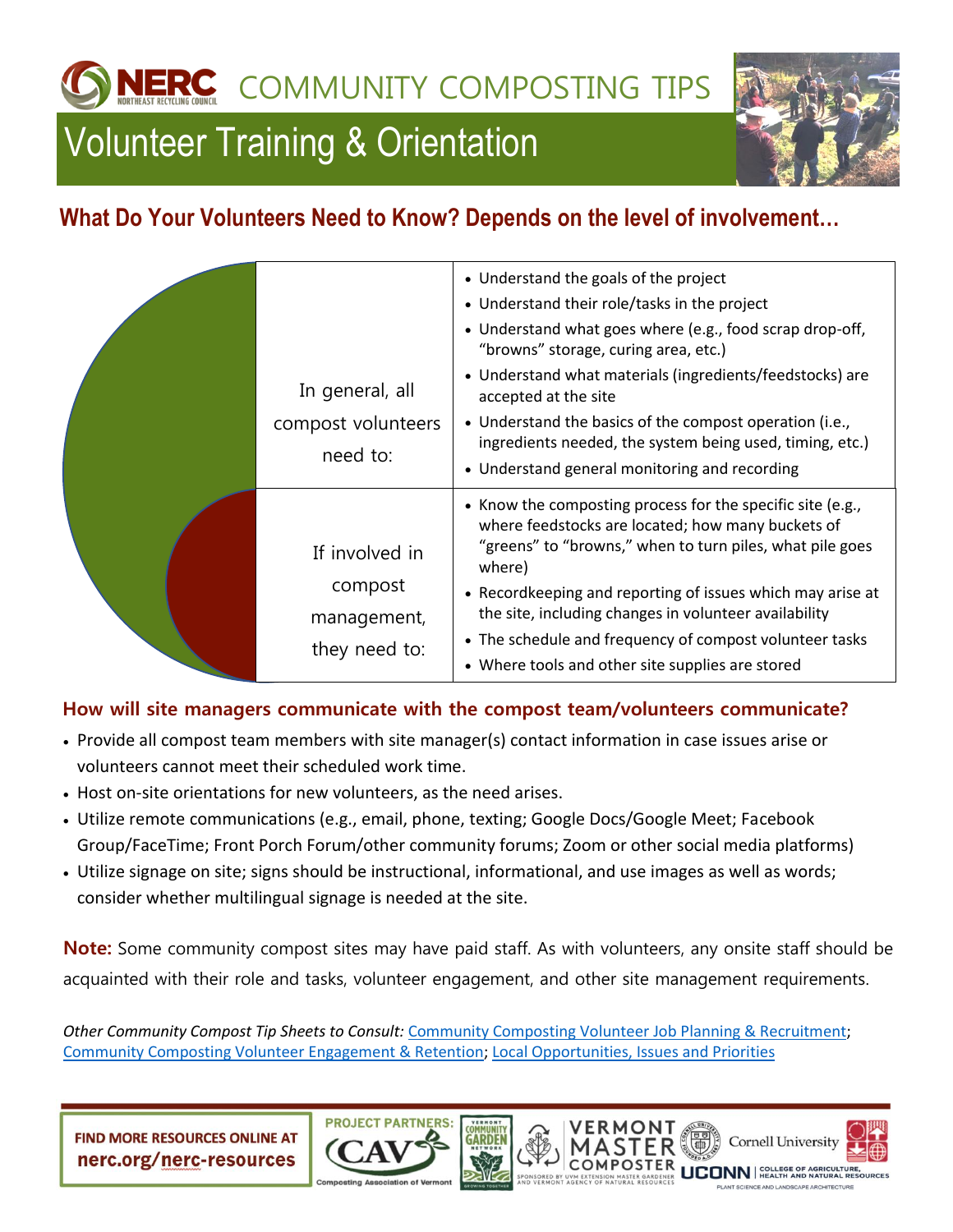# COMMUNITY COMPOSTING TIPS

## Volunteer Training & Orientation

### What Do Your Volunteers Need to Know? Depends on the level of involvement…

| | |
|---|---|
| In general, all compost volunteers need to: | • Understand the goals of the project<br>• Understand their role/tasks in the project<br>• Understand what goes where (e.g., food scrap drop-off, "browns" storage, curing area, etc.)<br>• Understand what materials (ingredients/feedstocks) are accepted at the site<br>• Understand the basics of the compost operation (i.e., ingredients needed, the system being used, timing, etc.)<br>• Understand general monitoring and recording |
| If involved in compost management, they need to: | • Know the composting process for the specific site (e.g., where feedstocks are located; how many buckets of "greens" to "browns," when to turn piles, what pile goes where)<br>• Recordkeeping and reporting of issues which may arise at the site, including changes in volunteer availability<br>• The schedule and frequency of compost volunteer tasks<br>• Where tools and other site supplies are stored |

### How will site managers communicate with the compost team/volunteers communicate?

- Provide all compost team members with site manager(s) contact information in case issues arise or volunteers cannot meet their scheduled work time.
- Host on-site orientations for new volunteers, as the need arises.
- Utilize remote communications (e.g., email, phone, texting; Google Docs/Google Meet; Facebook Group/FaceTime; Front Porch Forum/other community forums; Zoom or other social media platforms)
- Utilize signage on site; signs should be instructional, informational, and use images as well as words; consider whether multilingual signage is needed at the site.

**Note:** Some community compost sites may have paid staff. As with volunteers, any onsite staff should be acquainted with their role and tasks, volunteer engagement, and other site management requirements.

*Other Community Compost Tip Sheets to Consult:* Community Composting Volunteer Job Planning & Recruitment; Community Composting Volunteer Engagement & Retention; Local Opportunities, Issues and Priorities

**FIND MORE RESOURCES ONLINE AT nerc.org/nerc-resources**

PROJECT PARTNERS: CAV Composting Association of Vermont; Vermont Community Garden Network; Vermont Master Composter; Cornell University; UCONN College of Agriculture, Health and Natural Resources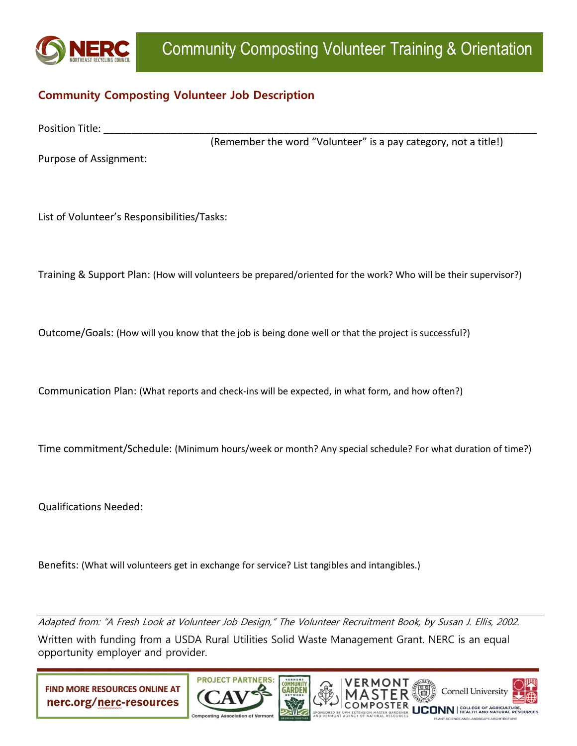# Community Composting Volunteer Training & Orientation

## Community Composting Volunteer Job Description

Position Title: ___________________________________________________________________________

(Remember the word "Volunteer" is a pay category, not a title!)

Purpose of Assignment:

List of Volunteer's Responsibilities/Tasks:

Training & Support Plan: (How will volunteers be prepared/oriented for the work? Who will be their supervisor?)

Outcome/Goals: (How will you know that the job is being done well or that the project is successful?)

Communication Plan: (What reports and check-ins will be expected, in what form, and how often?)

Time commitment/Schedule: (Minimum hours/week or month? Any special schedule? For what duration of time?)

Qualifications Needed:

Benefits: (What will volunteers get in exchange for service? List tangibles and intangibles.)

---

*Adapted from: "A Fresh Look at Volunteer Job Design," The Volunteer Recruitment Book, by Susan J. Ellis, 2002.*

Written with funding from a USDA Rural Utilities Solid Waste Management Grant. NERC is an equal opportunity employer and provider.

**FIND MORE RESOURCES ONLINE AT nerc.org/nerc-resources**

**PROJECT PARTNERS:**